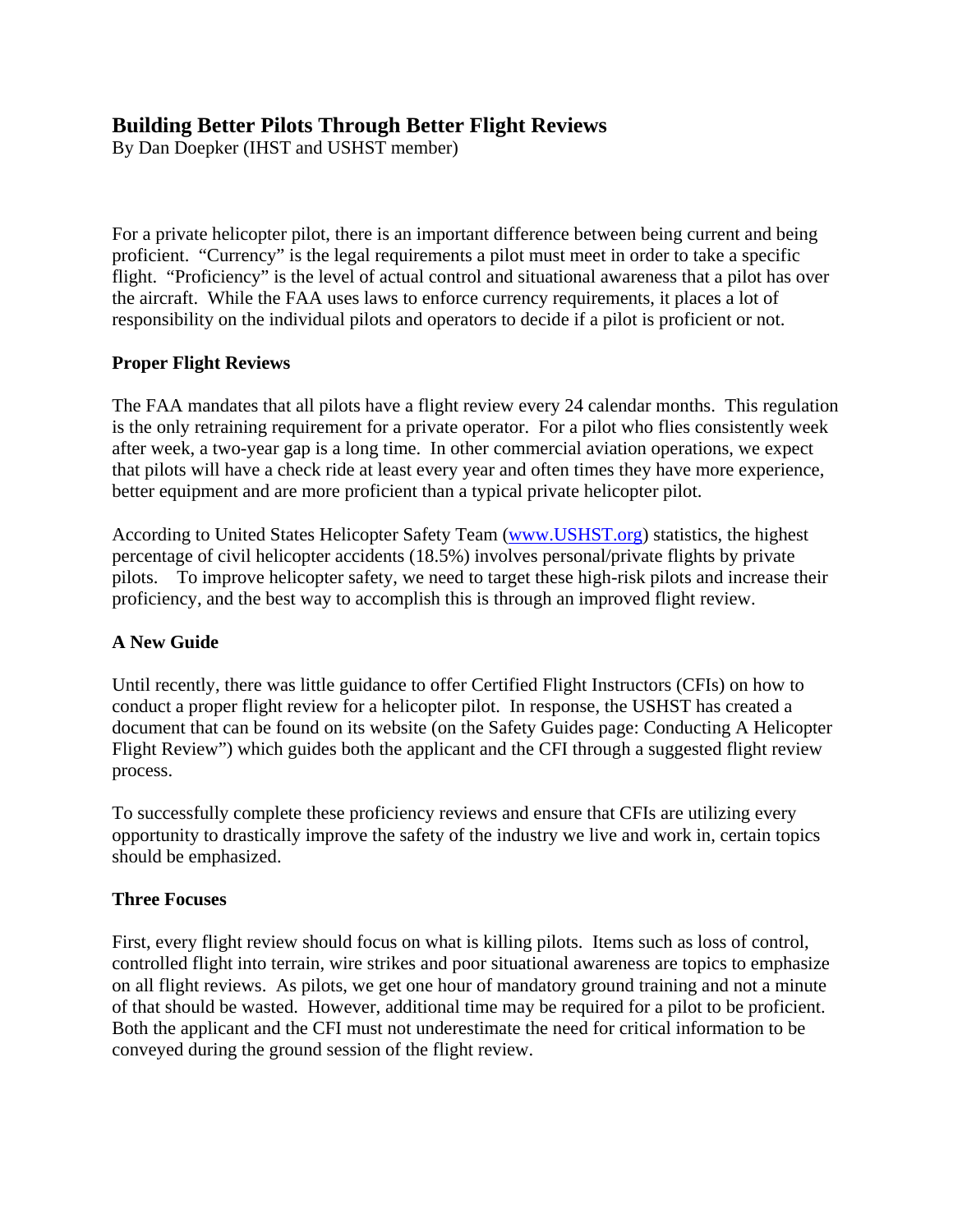# Building Better Pilots Through Better Flight Reviews

By Dan Doepker (IHST and USHST member)

For a private helicopter pilot, there is an important difference between being current and being proficient. "Currency" is the legal requirements a pilot must meet in order to take a specific flight. "Proficiency" is the level of actual control and situational awareness that a pilot has over the aircraft. While the FAA uses laws to enforce currency requirements, it places a lot of responsibility on the individual pilots and operators to decide if a pilot is proficient or not.

## Proper Flight Reviews

The FAA mandates that all pilots have a flight review every 24 calendar months. This regulation is the only retraining requirement for a private operator. For a pilot who flies consistently week after week, a two-year gap is a long time. In other commercial aviation operations, we expect that pilots will have a check ride at least every year and often times they have more experience, better equipment and are more proficient than a typical private helicopter pilot.

According to United States Helicopter Safety Team ([www.USHST.org](www.USHST.org)) statistics, the highest percentage of civil helicopter accidents (18.5%) involves personal/private flights by private pilots. To improve helicopter safety, we need to target these high-risk pilots and increase their proficiency, and the best way to accomplish this is through an improved flight review.

## A New Guide

Until recently, there was little guidance to offer Certified Flight Instructors (CFIs) on how to conduct a proper flight review for a helicopter pilot. In response, the USHST has created a document that can be found on its website (on the Safety Guides page: Conducting A Helicopter Flight Review") which guides both the applicant and the CFI through a suggested flight review process.

To successfully complete these proficiency reviews and ensure that CFIs are utilizing every opportunity to drastically improve the safety of the industry we live and work in, certain topics should be emphasized.

## Three Focuses

First, every flight review should focus on what is killing pilots. Items such as loss of control, controlled flight into terrain, wire strikes and poor situational awareness are topics to emphasize on all flight reviews. As pilots, we get one hour of mandatory ground training and not a minute of that should be wasted. However, additional time may be required for a pilot to be proficient. Both the applicant and the CFI must not underestimate the need for critical information to be conveyed during the ground session of the flight review.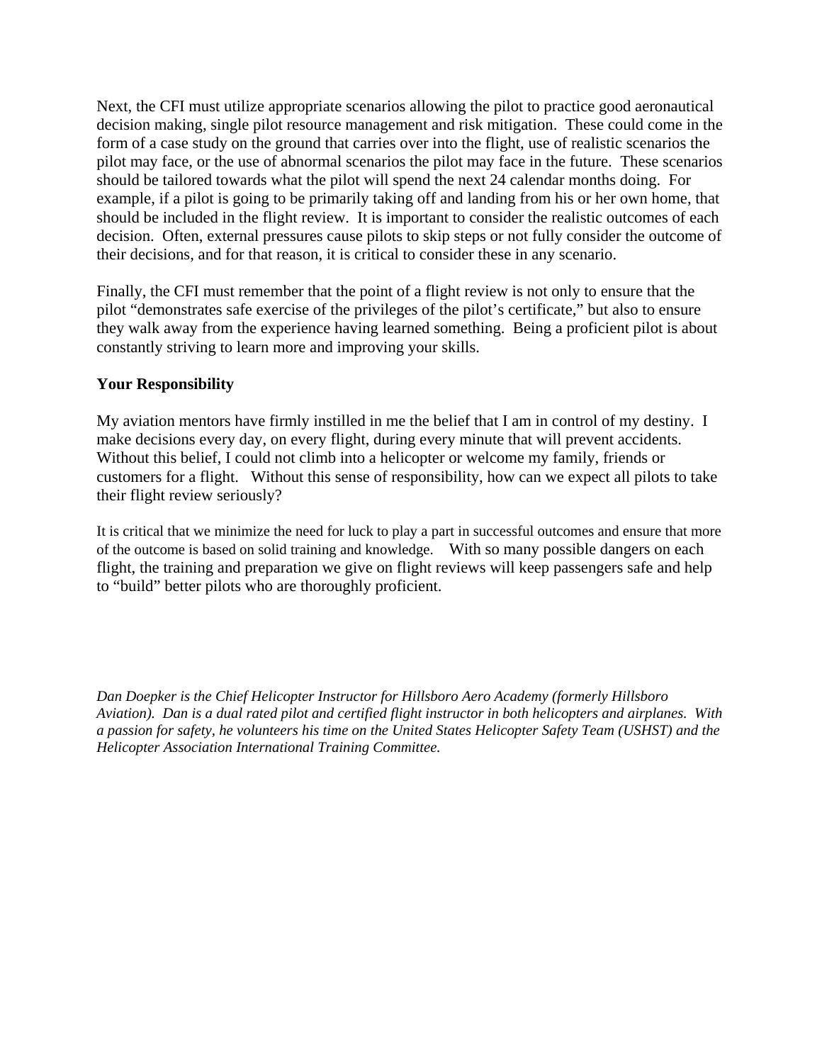Next, the CFI must utilize appropriate scenarios allowing the pilot to practice good aeronautical decision making, single pilot resource management and risk mitigation. These could come in the form of a case study on the ground that carries over into the flight, use of realistic scenarios the pilot may face, or the use of abnormal scenarios the pilot may face in the future. These scenarios should be tailored towards what the pilot will spend the next 24 calendar months doing. For example, if a pilot is going to be primarily taking off and landing from his or her own home, that should be included in the flight review. It is important to consider the realistic outcomes of each decision. Often, external pressures cause pilots to skip steps or not fully consider the outcome of their decisions, and for that reason, it is critical to consider these in any scenario.

Finally, the CFI must remember that the point of a flight review is not only to ensure that the pilot "demonstrates safe exercise of the privileges of the pilot's certificate," but also to ensure they walk away from the experience having learned something. Being a proficient pilot is about constantly striving to learn more and improving your skills.

**Your Responsibility**

My aviation mentors have firmly instilled in me the belief that I am in control of my destiny. I make decisions every day, on every flight, during every minute that will prevent accidents. Without this belief, I could not climb into a helicopter or welcome my family, friends or customers for a flight. Without this sense of responsibility, how can we expect all pilots to take their flight review seriously?

It is critical that we minimize the need for luck to play a part in successful outcomes and ensure that more of the outcome is based on solid training and knowledge. With so many possible dangers on each flight, the training and preparation we give on flight reviews will keep passengers safe and help to "build" better pilots who are thoroughly proficient.

*Dan Doepker is the Chief Helicopter Instructor for Hillsboro Aero Academy (formerly Hillsboro Aviation). Dan is a dual rated pilot and certified flight instructor in both helicopters and airplanes. With a passion for safety, he volunteers his time on the United States Helicopter Safety Team (USHST) and the Helicopter Association International Training Committee.*